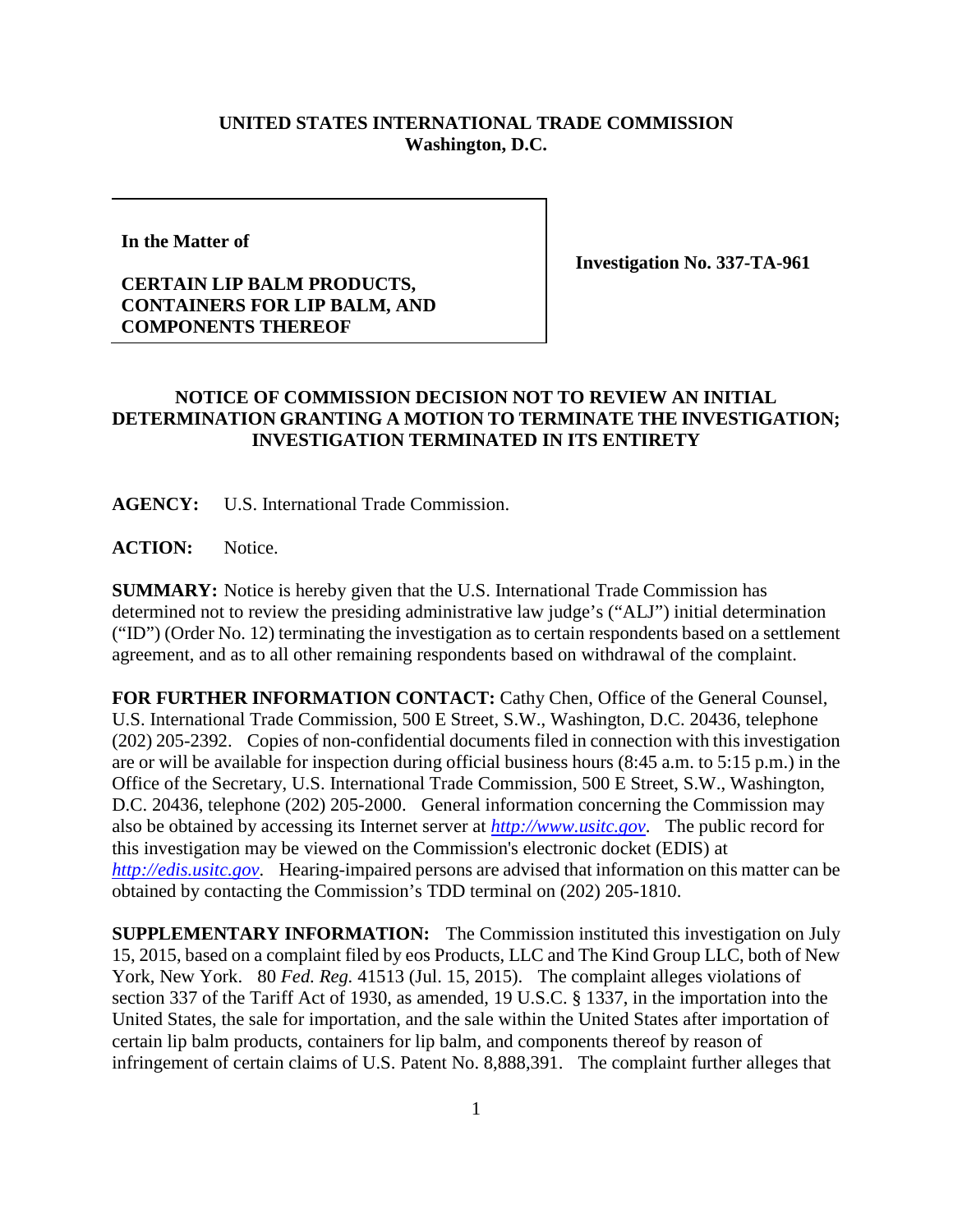**UNITED STATES INTERNATIONAL TRADE COMMISSION**
**Washington, D.C.**

| **In the Matter of**<br><br>**CERTAIN LIP BALM PRODUCTS, CONTAINERS FOR LIP BALM, AND COMPONENTS THEREOF** | **Investigation No. 337-TA-961** |
|---|---|

**NOTICE OF COMMISSION DECISION NOT TO REVIEW AN INITIAL DETERMINATION GRANTING A MOTION TO TERMINATE THE INVESTIGATION; INVESTIGATION TERMINATED IN ITS ENTIRETY**

**AGENCY:** U.S. International Trade Commission.

**ACTION:** Notice.

**SUMMARY:** Notice is hereby given that the U.S. International Trade Commission has determined not to review the presiding administrative law judge's ("ALJ") initial determination ("ID") (Order No. 12) terminating the investigation as to certain respondents based on a settlement agreement, and as to all other remaining respondents based on withdrawal of the complaint.

**FOR FURTHER INFORMATION CONTACT:** Cathy Chen, Office of the General Counsel, U.S. International Trade Commission, 500 E Street, S.W., Washington, D.C. 20436, telephone (202) 205-2392. Copies of non-confidential documents filed in connection with this investigation are or will be available for inspection during official business hours (8:45 a.m. to 5:15 p.m.) in the Office of the Secretary, U.S. International Trade Commission, 500 E Street, S.W., Washington, D.C. 20436, telephone (202) 205-2000. General information concerning the Commission may also be obtained by accessing its Internet server at *http://www.usitc.gov*. The public record for this investigation may be viewed on the Commission's electronic docket (EDIS) at *http://edis.usitc.gov*. Hearing-impaired persons are advised that information on this matter can be obtained by contacting the Commission's TDD terminal on (202) 205-1810.

**SUPPLEMENTARY INFORMATION:** The Commission instituted this investigation on July 15, 2015, based on a complaint filed by eos Products, LLC and The Kind Group LLC, both of New York, New York. 80 *Fed. Reg.* 41513 (Jul. 15, 2015). The complaint alleges violations of section 337 of the Tariff Act of 1930, as amended, 19 U.S.C. § 1337, in the importation into the United States, the sale for importation, and the sale within the United States after importation of certain lip balm products, containers for lip balm, and components thereof by reason of infringement of certain claims of U.S. Patent No. 8,888,391. The complaint further alleges that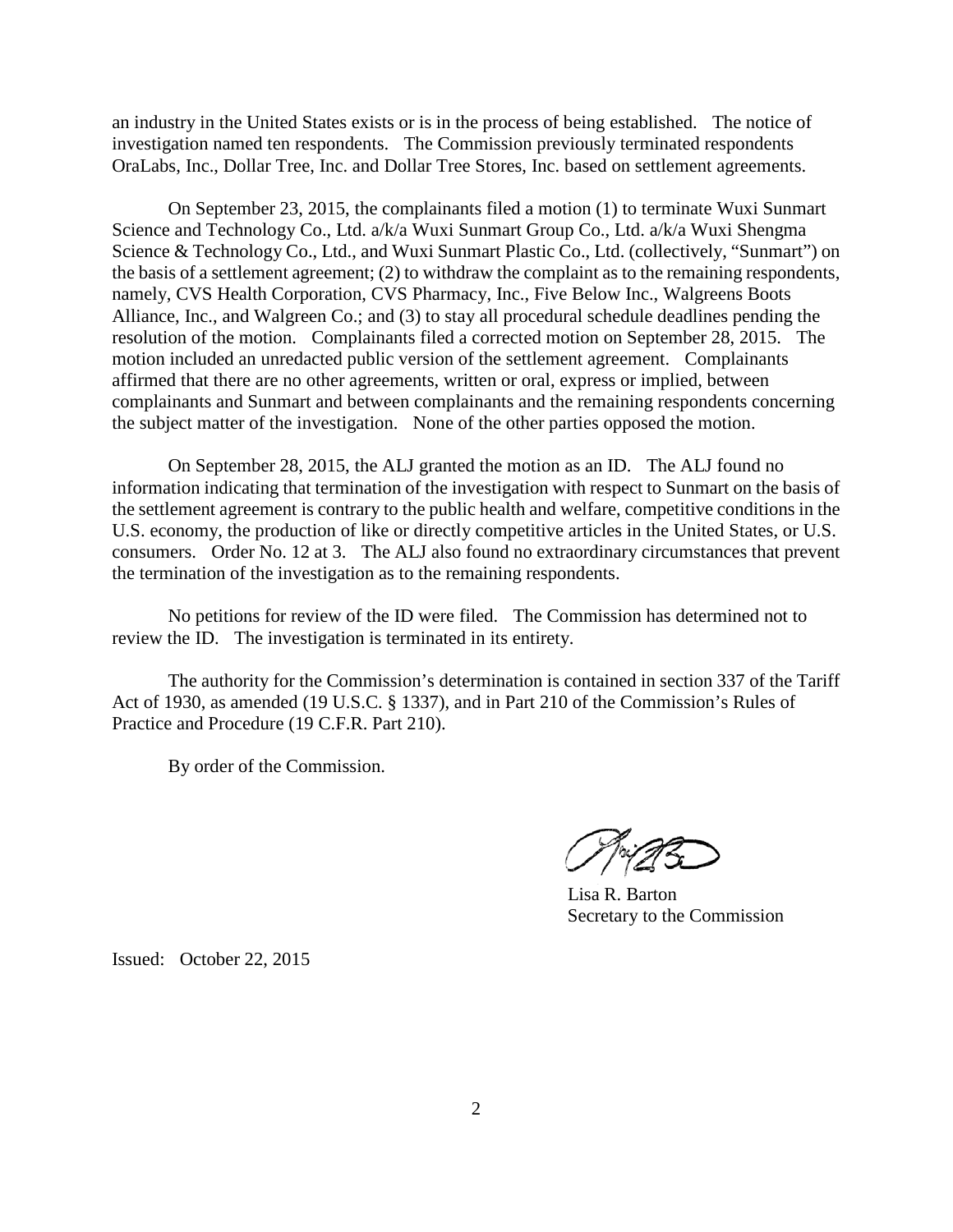an industry in the United States exists or is in the process of being established. The notice of investigation named ten respondents. The Commission previously terminated respondents OraLabs, Inc., Dollar Tree, Inc. and Dollar Tree Stores, Inc. based on settlement agreements.

On September 23, 2015, the complainants filed a motion (1) to terminate Wuxi Sunmart Science and Technology Co., Ltd. a/k/a Wuxi Sunmart Group Co., Ltd. a/k/a Wuxi Shengma Science & Technology Co., Ltd., and Wuxi Sunmart Plastic Co., Ltd. (collectively, "Sunmart") on the basis of a settlement agreement; (2) to withdraw the complaint as to the remaining respondents, namely, CVS Health Corporation, CVS Pharmacy, Inc., Five Below Inc., Walgreens Boots Alliance, Inc., and Walgreen Co.; and (3) to stay all procedural schedule deadlines pending the resolution of the motion. Complainants filed a corrected motion on September 28, 2015. The motion included an unredacted public version of the settlement agreement. Complainants affirmed that there are no other agreements, written or oral, express or implied, between complainants and Sunmart and between complainants and the remaining respondents concerning the subject matter of the investigation. None of the other parties opposed the motion.

On September 28, 2015, the ALJ granted the motion as an ID. The ALJ found no information indicating that termination of the investigation with respect to Sunmart on the basis of the settlement agreement is contrary to the public health and welfare, competitive conditions in the U.S. economy, the production of like or directly competitive articles in the United States, or U.S. consumers. Order No. 12 at 3. The ALJ also found no extraordinary circumstances that prevent the termination of the investigation as to the remaining respondents.

No petitions for review of the ID were filed. The Commission has determined not to review the ID. The investigation is terminated in its entirety.

The authority for the Commission's determination is contained in section 337 of the Tariff Act of 1930, as amended (19 U.S.C. § 1337), and in Part 210 of the Commission's Rules of Practice and Procedure (19 C.F.R. Part 210).

By order of the Commission.

Lisa R. Barton
Secretary to the Commission

Issued: October 22, 2015